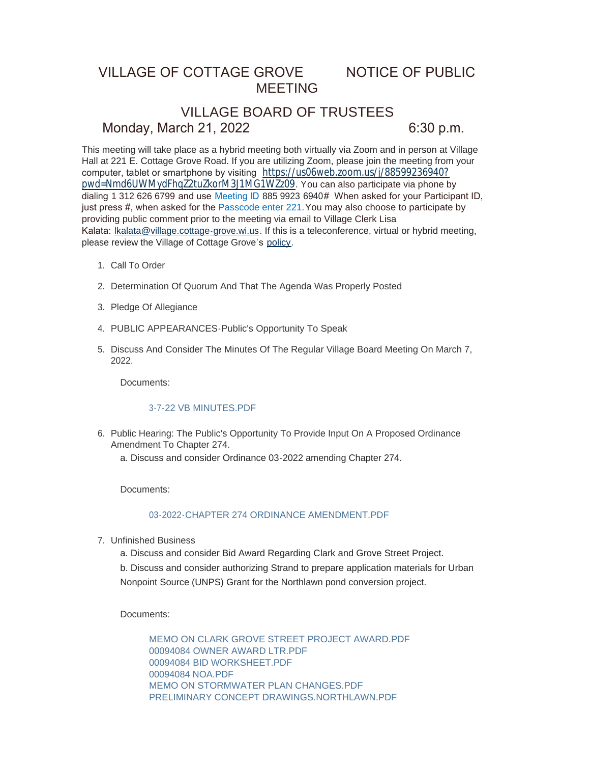# VILLAGE OF COTTAGE GROVE NOTICE OF PUBLIC MEETING

## VILLAGE BOARD OF TRUSTEES

**Monday, March 21, 2022 6:30 p.m.**

This meeting will take place as a hybrid meeting both virtually via Zoom and in person at Village Hall at 221 E. Cottage Grove Road. If you are utilizing Zoom, please join the meeting from your computer, tablet or smartphone by visiting https://us06web.zoom.us/j/88599236940?pwd=Nmd6UWMydFhqZ2tuZkorM3J1MG1WZz09. You can also participate via phone by dialing 1 312 626 6799 and use Meeting ID 885 9923 6940# When asked for your Participant ID, just press #, when asked for the Passcode enter 221. You may also choose to participate by providing public comment prior to the meeting via email to Village Clerk Lisa Kalata: lkalata@village.cottage-grove.wi.us. If this is a teleconference, virtual or hybrid meeting, please review the Village of Cottage Grove's policy.

1. Call To Order

2. Determination Of Quorum And That The Agenda Was Properly Posted

3. Pledge Of Allegiance

4. PUBLIC APPEARANCES-Public's Opportunity To Speak

5. Discuss And Consider The Minutes Of The Regular Village Board Meeting On March 7, 2022.

   Documents:

   3-7-22 VB MINUTES.PDF

6. Public Hearing: The Public's Opportunity To Provide Input On A Proposed Ordinance Amendment To Chapter 274.

   a. Discuss and consider Ordinance 03-2022 amending Chapter 274.

   Documents:

   03-2022-CHAPTER 274 ORDINANCE AMENDMENT.PDF

7. Unfinished Business

   a. Discuss and consider Bid Award Regarding Clark and Grove Street Project.

   b. Discuss and consider authorizing Strand to prepare application materials for Urban Nonpoint Source (UNPS) Grant for the Northlawn pond conversion project.

   Documents:

   MEMO ON CLARK GROVE STREET PROJECT AWARD.PDF
   00094084 OWNER AWARD LTR.PDF
   00094084 BID WORKSHEET.PDF
   00094084 NOA.PDF
   MEMO ON STORMWATER PLAN CHANGES.PDF
   PRELIMINARY CONCEPT DRAWINGS.NORTHLAWN.PDF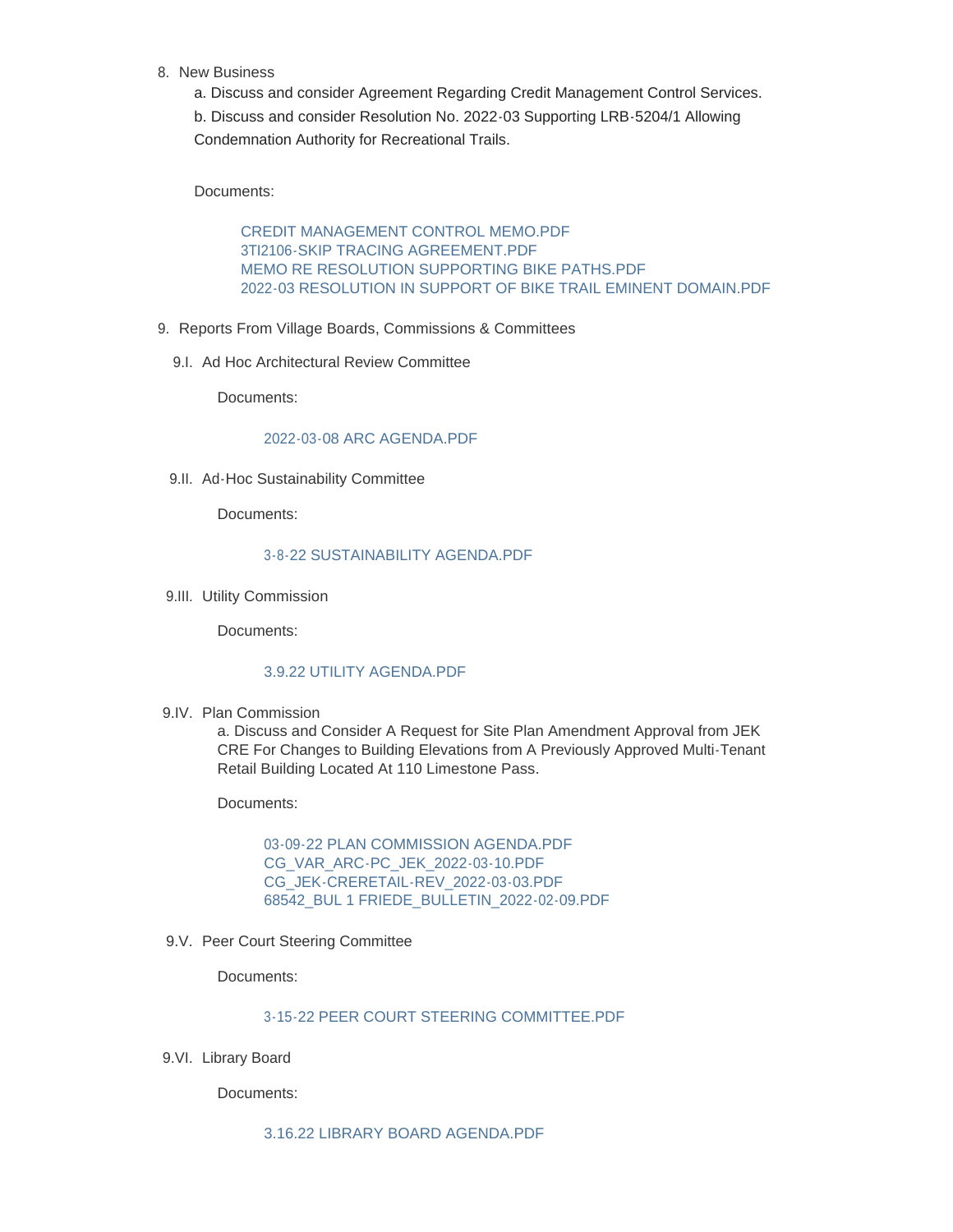8. New Business

   a. Discuss and consider Agreement Regarding Credit Management Control Services.

   b. Discuss and consider Resolution No. 2022-03 Supporting LRB-5204/1 Allowing Condemnation Authority for Recreational Trails.

   Documents:

   CREDIT MANAGEMENT CONTROL MEMO.PDF
   3TI2106-SKIP TRACING AGREEMENT.PDF
   MEMO RE RESOLUTION SUPPORTING BIKE PATHS.PDF
   2022-03 RESOLUTION IN SUPPORT OF BIKE TRAIL EMINENT DOMAIN.PDF

9. Reports From Village Boards, Commissions & Committees

   9.I. Ad Hoc Architectural Review Committee

   Documents:

   2022-03-08 ARC AGENDA.PDF

   9.II. Ad-Hoc Sustainability Committee

   Documents:

   3-8-22 SUSTAINABILITY AGENDA.PDF

   9.III. Utility Commission

   Documents:

   3.9.22 UTILITY AGENDA.PDF

   9.IV. Plan Commission

   a. Discuss and Consider A Request for Site Plan Amendment Approval from JEK CRE For Changes to Building Elevations from A Previously Approved Multi-Tenant Retail Building Located At 110 Limestone Pass.

   Documents:

   03-09-22 PLAN COMMISSION AGENDA.PDF
   CG_VAR_ARC-PC_JEK_2022-03-10.PDF
   CG_JEK-CRERETAIL-REV_2022-03-03.PDF
   68542_BUL 1 FRIEDE_BULLETIN_2022-02-09.PDF

   9.V. Peer Court Steering Committee

   Documents:

   3-15-22 PEER COURT STEERING COMMITTEE.PDF

   9.VI. Library Board

   Documents:

   3.16.22 LIBRARY BOARD AGENDA.PDF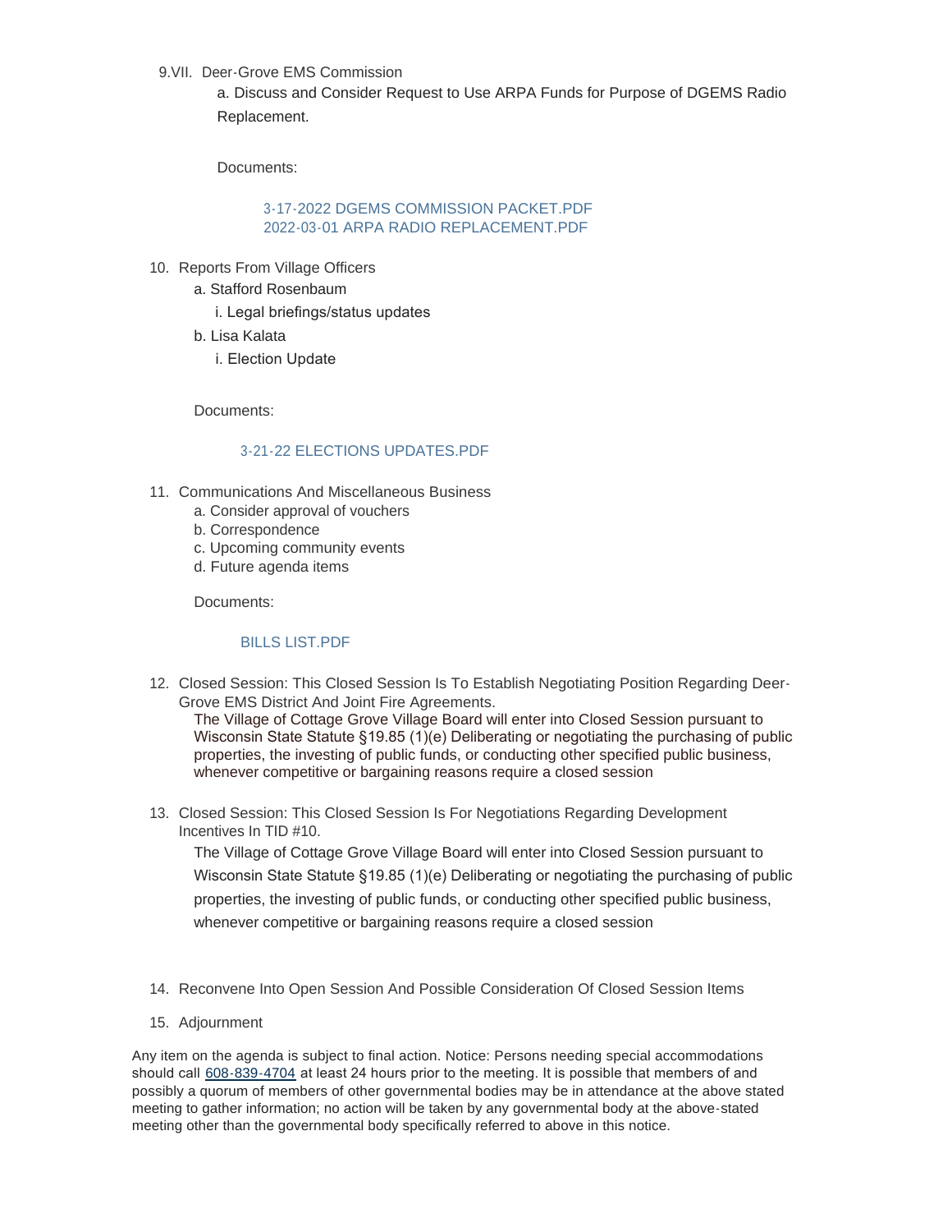9.VII. Deer-Grove EMS Commission

   a. Discuss and Consider Request to Use ARPA Funds for Purpose of DGEMS Radio Replacement.

   Documents:

   3-17-2022 DGEMS COMMISSION PACKET.PDF
   2022-03-01 ARPA RADIO REPLACEMENT.PDF

10. Reports From Village Officers
    a. Stafford Rosenbaum
       i. Legal briefings/status updates
    b. Lisa Kalata
       i. Election Update

    Documents:

    3-21-22 ELECTIONS UPDATES.PDF

11. Communications And Miscellaneous Business
    a. Consider approval of vouchers
    b. Correspondence
    c. Upcoming community events
    d. Future agenda items

    Documents:

    BILLS LIST.PDF

12. Closed Session: This Closed Session Is To Establish Negotiating Position Regarding Deer-Grove EMS District And Joint Fire Agreements.
    The Village of Cottage Grove Village Board will enter into Closed Session pursuant to Wisconsin State Statute §19.85 (1)(e) Deliberating or negotiating the purchasing of public properties, the investing of public funds, or conducting other specified public business, whenever competitive or bargaining reasons require a closed session

13. Closed Session: This Closed Session Is For Negotiations Regarding Development Incentives In TID #10.
    The Village of Cottage Grove Village Board will enter into Closed Session pursuant to Wisconsin State Statute §19.85 (1)(e) Deliberating or negotiating the purchasing of public properties, the investing of public funds, or conducting other specified public business, whenever competitive or bargaining reasons require a closed session

14. Reconvene Into Open Session And Possible Consideration Of Closed Session Items

15. Adjournment

Any item on the agenda is subject to final action. Notice: Persons needing special accommodations should call 608-839-4704 at least 24 hours prior to the meeting. It is possible that members of and possibly a quorum of members of other governmental bodies may be in attendance at the above stated meeting to gather information; no action will be taken by any governmental body at the above-stated meeting other than the governmental body specifically referred to above in this notice.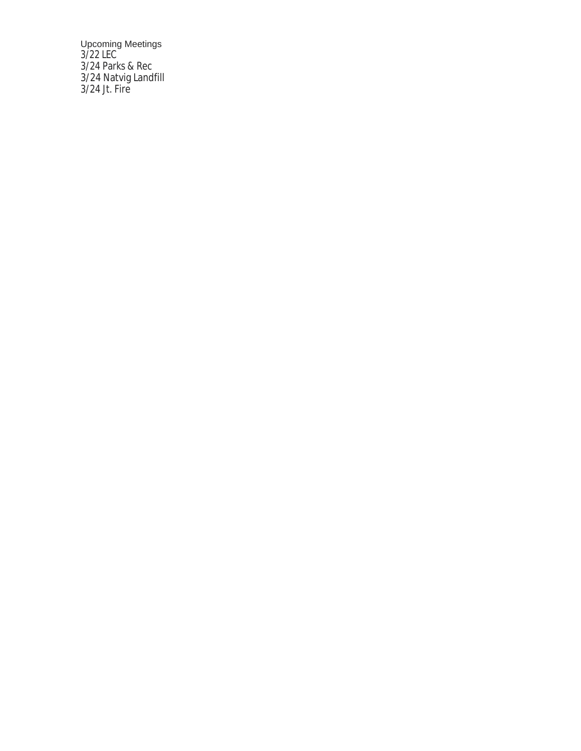Upcoming Meetings
3/22 LEC
3/24 Parks & Rec
3/24 Natvig Landfill
3/24 Jt. Fire